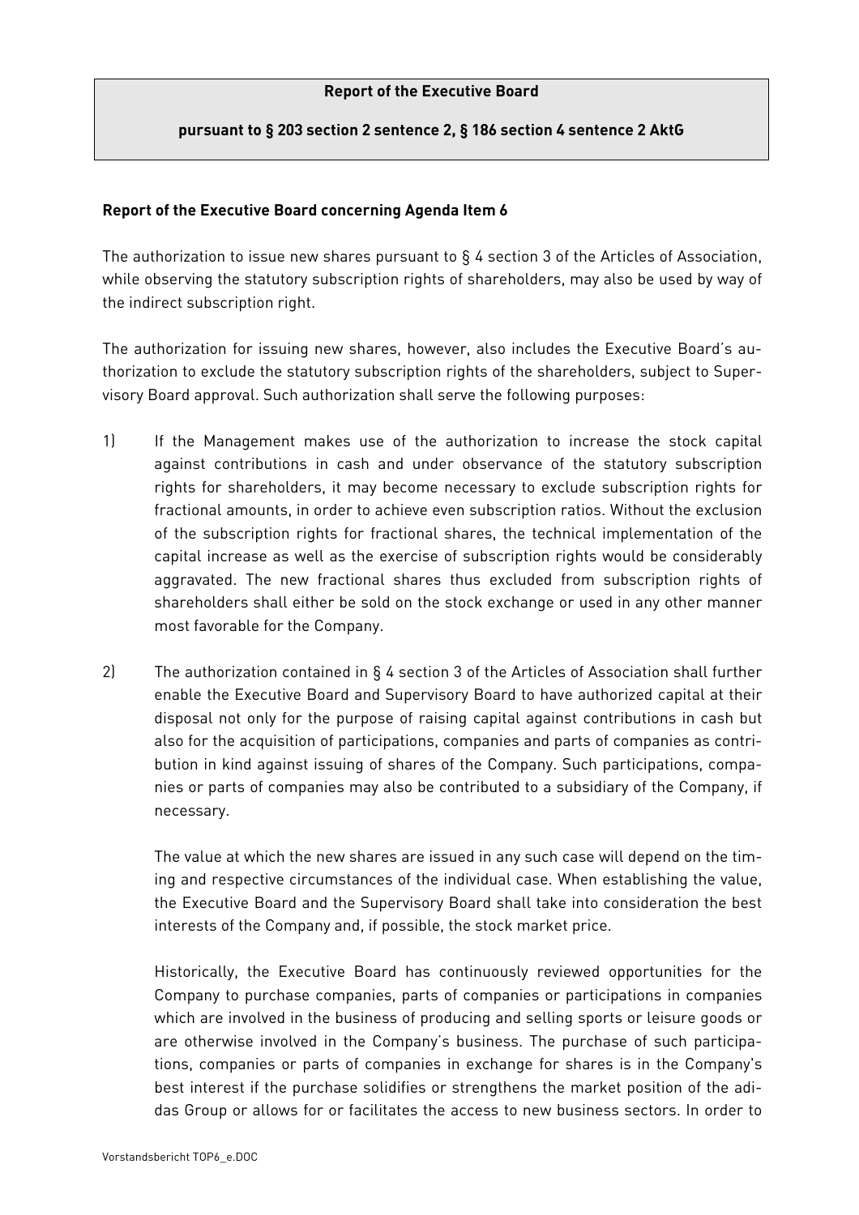# Report of the Executive Board

## pursuant to § 203 section 2 sentence 2, § 186 section 4 sentence 2 AktG

**Report of the Executive Board concerning Agenda Item 6**

The authorization to issue new shares pursuant to § 4 section 3 of the Articles of Association, while observing the statutory subscription rights of shareholders, may also be used by way of the indirect subscription right.

The authorization for issuing new shares, however, also includes the Executive Board's authorization to exclude the statutory subscription rights of the shareholders, subject to Supervisory Board approval. Such authorization shall serve the following purposes:

1) If the Management makes use of the authorization to increase the stock capital against contributions in cash and under observance of the statutory subscription rights for shareholders, it may become necessary to exclude subscription rights for fractional amounts, in order to achieve even subscription ratios. Without the exclusion of the subscription rights for fractional shares, the technical implementation of the capital increase as well as the exercise of subscription rights would be considerably aggravated. The new fractional shares thus excluded from subscription rights of shareholders shall either be sold on the stock exchange or used in any other manner most favorable for the Company.

2) The authorization contained in § 4 section 3 of the Articles of Association shall further enable the Executive Board and Supervisory Board to have authorized capital at their disposal not only for the purpose of raising capital against contributions in cash but also for the acquisition of participations, companies and parts of companies as contribution in kind against issuing of shares of the Company. Such participations, companies or parts of companies may also be contributed to a subsidiary of the Company, if necessary.

   The value at which the new shares are issued in any such case will depend on the timing and respective circumstances of the individual case. When establishing the value, the Executive Board and the Supervisory Board shall take into consideration the best interests of the Company and, if possible, the stock market price.

   Historically, the Executive Board has continuously reviewed opportunities for the Company to purchase companies, parts of companies or participations in companies which are involved in the business of producing and selling sports or leisure goods or are otherwise involved in the Company's business. The purchase of such participations, companies or parts of companies in exchange for shares is in the Company's best interest if the purchase solidifies or strengthens the market position of the adidas Group or allows for or facilitates the access to new business sectors. In order to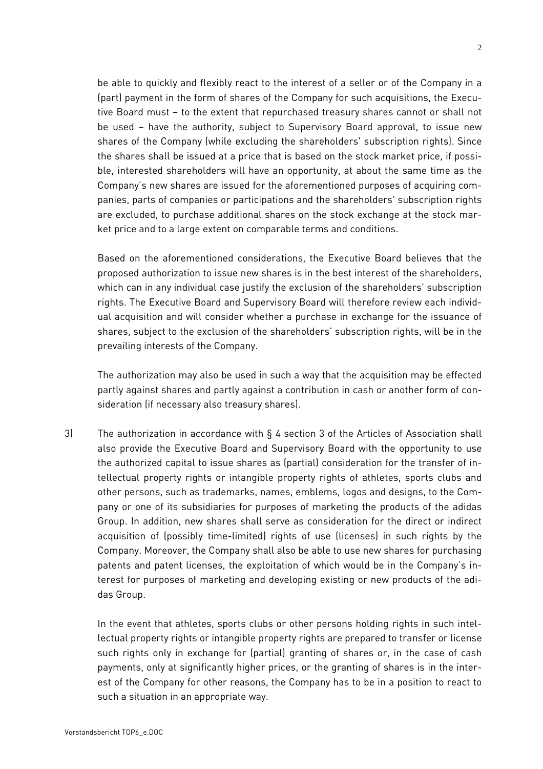be able to quickly and flexibly react to the interest of a seller or of the Company in a (part) payment in the form of shares of the Company for such acquisitions, the Executive Board must – to the extent that repurchased treasury shares cannot or shall not be used – have the authority, subject to Supervisory Board approval, to issue new shares of the Company (while excluding the shareholders' subscription rights). Since the shares shall be issued at a price that is based on the stock market price, if possible, interested shareholders will have an opportunity, at about the same time as the Company's new shares are issued for the aforementioned purposes of acquiring companies, parts of companies or participations and the shareholders' subscription rights are excluded, to purchase additional shares on the stock exchange at the stock market price and to a large extent on comparable terms and conditions.

Based on the aforementioned considerations, the Executive Board believes that the proposed authorization to issue new shares is in the best interest of the shareholders, which can in any individual case justify the exclusion of the shareholders' subscription rights. The Executive Board and Supervisory Board will therefore review each individual acquisition and will consider whether a purchase in exchange for the issuance of shares, subject to the exclusion of the shareholders' subscription rights, will be in the prevailing interests of the Company.

The authorization may also be used in such a way that the acquisition may be effected partly against shares and partly against a contribution in cash or another form of consideration (if necessary also treasury shares).

3) The authorization in accordance with § 4 section 3 of the Articles of Association shall also provide the Executive Board and Supervisory Board with the opportunity to use the authorized capital to issue shares as (partial) consideration for the transfer of intellectual property rights or intangible property rights of athletes, sports clubs and other persons, such as trademarks, names, emblems, logos and designs, to the Company or one of its subsidiaries for purposes of marketing the products of the adidas Group. In addition, new shares shall serve as consideration for the direct or indirect acquisition of (possibly time-limited) rights of use (licenses) in such rights by the Company. Moreover, the Company shall also be able to use new shares for purchasing patents and patent licenses, the exploitation of which would be in the Company's interest for purposes of marketing and developing existing or new products of the adidas Group.

   In the event that athletes, sports clubs or other persons holding rights in such intellectual property rights or intangible property rights are prepared to transfer or license such rights only in exchange for (partial) granting of shares or, in the case of cash payments, only at significantly higher prices, or the granting of shares is in the interest of the Company for other reasons, the Company has to be in a position to react to such a situation in an appropriate way.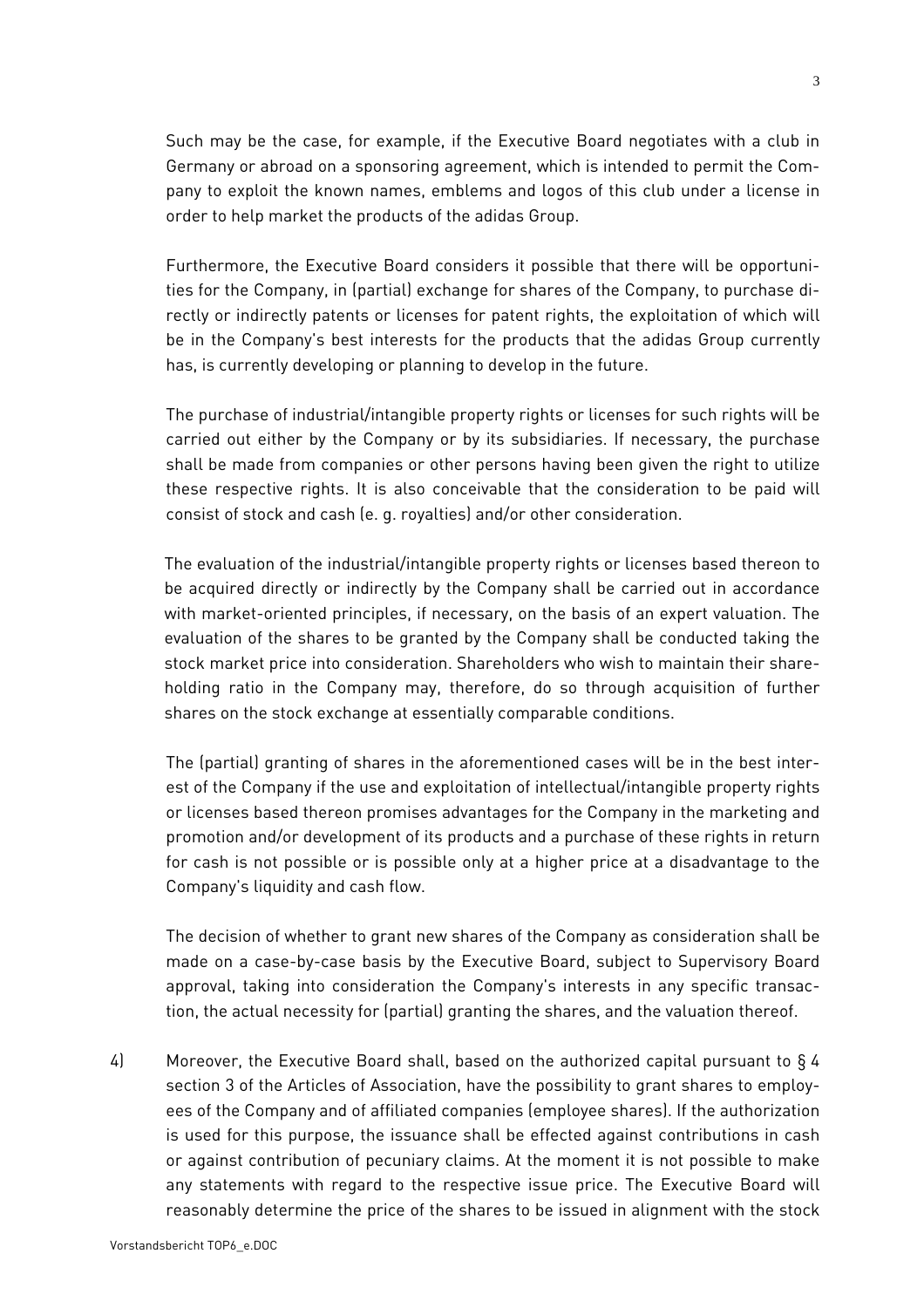Such may be the case, for example, if the Executive Board negotiates with a club in Germany or abroad on a sponsoring agreement, which is intended to permit the Company to exploit the known names, emblems and logos of this club under a license in order to help market the products of the adidas Group.

Furthermore, the Executive Board considers it possible that there will be opportunities for the Company, in (partial) exchange for shares of the Company, to purchase directly or indirectly patents or licenses for patent rights, the exploitation of which will be in the Company's best interests for the products that the adidas Group currently has, is currently developing or planning to develop in the future.

The purchase of industrial/intangible property rights or licenses for such rights will be carried out either by the Company or by its subsidiaries. If necessary, the purchase shall be made from companies or other persons having been given the right to utilize these respective rights. It is also conceivable that the consideration to be paid will consist of stock and cash (e. g. royalties) and/or other consideration.

The evaluation of the industrial/intangible property rights or licenses based thereon to be acquired directly or indirectly by the Company shall be carried out in accordance with market-oriented principles, if necessary, on the basis of an expert valuation. The evaluation of the shares to be granted by the Company shall be conducted taking the stock market price into consideration. Shareholders who wish to maintain their shareholding ratio in the Company may, therefore, do so through acquisition of further shares on the stock exchange at essentially comparable conditions.

The (partial) granting of shares in the aforementioned cases will be in the best interest of the Company if the use and exploitation of intellectual/intangible property rights or licenses based thereon promises advantages for the Company in the marketing and promotion and/or development of its products and a purchase of these rights in return for cash is not possible or is possible only at a higher price at a disadvantage to the Company's liquidity and cash flow.

The decision of whether to grant new shares of the Company as consideration shall be made on a case-by-case basis by the Executive Board, subject to Supervisory Board approval, taking into consideration the Company's interests in any specific transaction, the actual necessity for (partial) granting the shares, and the valuation thereof.

4) Moreover, the Executive Board shall, based on the authorized capital pursuant to § 4 section 3 of the Articles of Association, have the possibility to grant shares to employees of the Company and of affiliated companies (employee shares). If the authorization is used for this purpose, the issuance shall be effected against contributions in cash or against contribution of pecuniary claims. At the moment it is not possible to make any statements with regard to the respective issue price. The Executive Board will reasonably determine the price of the shares to be issued in alignment with the stock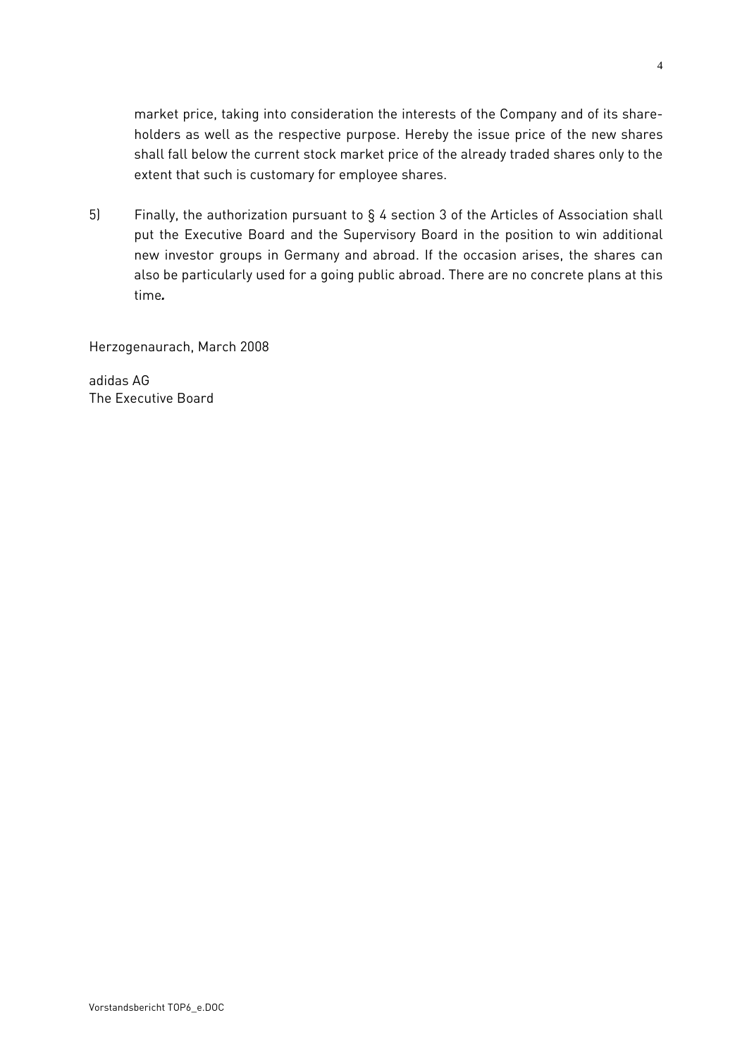market price, taking into consideration the interests of the Company and of its shareholders as well as the respective purpose. Hereby the issue price of the new shares shall fall below the current stock market price of the already traded shares only to the extent that such is customary for employee shares.

5) Finally, the authorization pursuant to § 4 section 3 of the Articles of Association shall put the Executive Board and the Supervisory Board in the position to win additional new investor groups in Germany and abroad. If the occasion arises, the shares can also be particularly used for a going public abroad. There are no concrete plans at this time.

Herzogenaurach, March 2008

adidas AG
The Executive Board

Vorstandsbericht TOP6_e.DOC